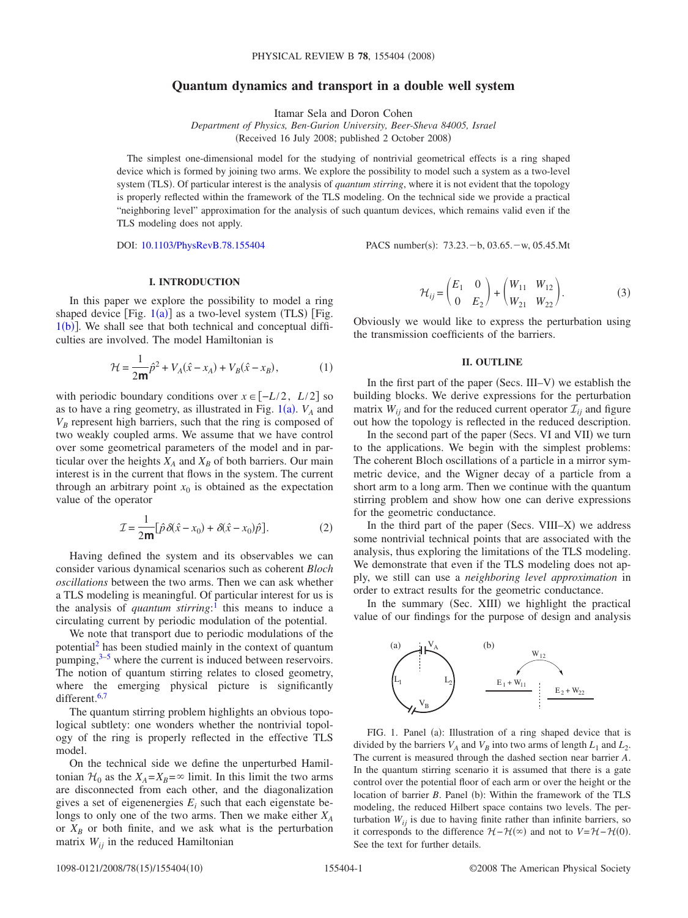# Quantum dynamics and transport in a double well system

Itamar Sela and Doron Cohen

*Department of Physics, Ben-Gurion University, Beer-Sheva 84005, Israel*

(Received 16 July 2008; published 2 October 2008)

The simplest one-dimensional model for the studying of nontrivial geometrical effects is a ring shaped device which is formed by joining two arms. We explore the possibility to model such a system as a two-level system (TLS). Of particular interest is the analysis of *quantum stirring*, where it is not evident that the topology is properly reflected within the framework of the TLS modeling. On the technical side we provide a practical "neighboring level" approximation for the analysis of such quantum devices, which remains valid even if the TLS modeling does not apply.

DOI: 10.1103/PhysRevB.78.155404 PACS number(s): 73.23.−b, 03.65.−w, 05.45.Mt

## I. INTRODUCTION

In this paper we explore the possibility to model a ring shaped device [Fig. 1(a)] as a two-level system (TLS) [Fig. 1(b)]. We shall see that both technical and conceptual difficulties are involved. The model Hamiltonian is

$$\mathcal{H} = \frac{1}{2\mathsf{m}}\hat{p}^2 + V_A(\hat{x} - x_A) + V_B(\hat{x} - x_B), \tag{1}$$

with periodic boundary conditions over $x \in [-L/2, \ L/2]$ so as to have a ring geometry, as illustrated in Fig. 1(a). $V_A$ and $V_B$ represent high barriers, such that the ring is composed of two weakly coupled arms. We assume that we have control over some geometrical parameters of the model and in particular over the heights $X_A$ and $X_B$ of both barriers. Our main interest is in the current that flows in the system. The current through an arbitrary point $x_0$ is obtained as the expectation value of the operator

$$\mathcal{I} = \frac{1}{2\mathsf{m}}[\hat{p}\delta(\hat{x} - x_0) + \delta(\hat{x} - x_0)\hat{p}]. \tag{2}$$

Having defined the system and its observables we can consider various dynamical scenarios such as coherent *Bloch oscillations* between the two arms. Then we can ask whether a TLS modeling is meaningful. Of particular interest for us is the analysis of *quantum stirring*:[1] this means to induce a circulating current by periodic modulation of the potential.

We note that transport due to periodic modulations of the potential[2] has been studied mainly in the context of quantum pumping,[3–5] where the current is induced between reservoirs. The notion of quantum stirring relates to closed geometry, where the emerging physical picture is significantly different.[6,7]

The quantum stirring problem highlights an obvious topological subtlety: one wonders whether the nontrivial topology of the ring is properly reflected in the effective TLS model.

On the technical side we define the unperturbed Hamiltonian $\mathcal{H}_0$ as the $X_A = X_B = \infty$ limit. In this limit the two arms are disconnected from each other, and the diagonalization gives a set of eigenenergies $E_i$ such that each eigenstate belongs to only one of the two arms. Then we make either $X_A$ or $X_B$ or both finite, and we ask what is the perturbation matrix $W_{ij}$ in the reduced Hamiltonian

$$\mathcal{H}_{ij} = \begin{pmatrix} E_1 & 0 \\ 0 & E_2 \end{pmatrix} + \begin{pmatrix} W_{11} & W_{12} \\ W_{21} & W_{22} \end{pmatrix}. \tag{3}$$

Obviously we would like to express the perturbation using the transmission coefficients of the barriers.

## II. OUTLINE

In the first part of the paper (Secs. III–V) we establish the building blocks. We derive expressions for the perturbation matrix $W_{ij}$ and for the reduced current operator $\mathcal{I}_{ij}$ and figure out how the topology is reflected in the reduced description.

In the second part of the paper (Secs. VI and VII) we turn to the applications. We begin with the simplest problems: The coherent Bloch oscillations of a particle in a mirror symmetric device, and the Wigner decay of a particle from a short arm to a long arm. Then we continue with the quantum stirring problem and show how one can derive expressions for the geometric conductance.

In the third part of the paper (Secs. VIII–X) we address some nontrivial technical points that are associated with the analysis, thus exploring the limitations of the TLS modeling. We demonstrate that even if the TLS modeling does not apply, we still can use a *neighboring level approximation* in order to extract results for the geometric conductance.

In the summary (Sec. XIII) we highlight the practical value of our findings for the purpose of design and analysis

FIG. 1. Panel (a): Illustration of a ring shaped device that is divided by the barriers $V_A$ and $V_B$ into two arms of length $L_1$ and $L_2$. The current is measured through the dashed section near barrier $A$. In the quantum stirring scenario it is assumed that there is a gate control over the potential floor of each arm or over the height or the location of barrier $B$. Panel (b): Within the framework of the TLS modeling, the reduced Hilbert space contains two levels. The perturbation $W_{ij}$ is due to having finite rather than infinite barriers, so it corresponds to the difference $\mathcal{H} - \mathcal{H}(\infty)$ and not to $V = \mathcal{H} - \mathcal{H}(0)$. See the text for further details.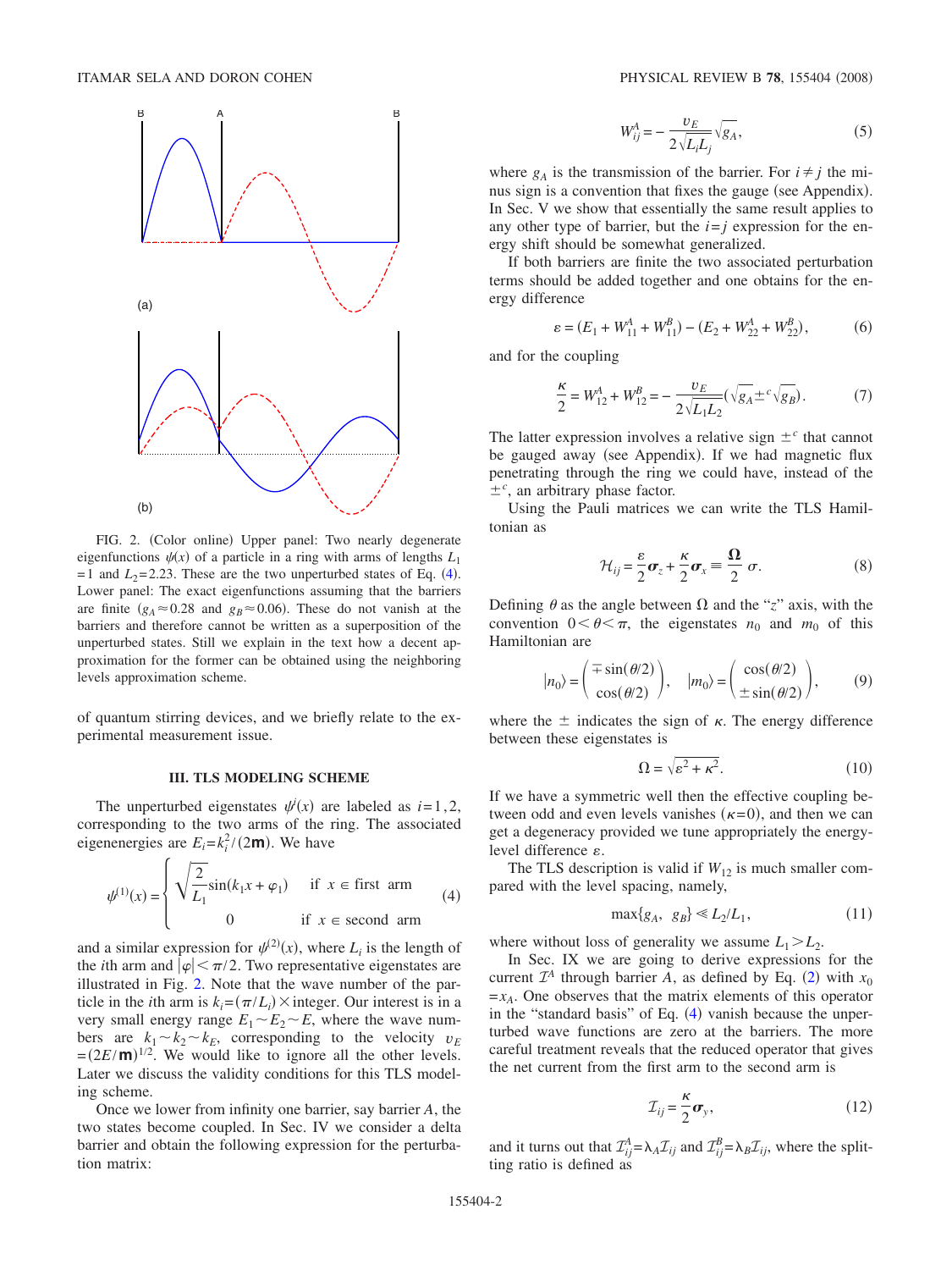FIG. 2. (Color online) Upper panel: Two nearly degenerate eigenfunctions $\psi(x)$ of a particle in a ring with arms of lengths $L_1=1$ and $L_2=2.23$. These are the two unperturbed states of Eq. (4). Lower panel: The exact eigenfunctions assuming that the barriers are finite ($g_A\approx 0.28$ and $g_B\approx 0.06$). These do not vanish at the barriers and therefore cannot be written as a superposition of the unperturbed states. Still we explain in the text how a decent approximation for the former can be obtained using the neighboring levels approximation scheme.

of quantum stirring devices, and we briefly relate to the experimental measurement issue.

### III. TLS MODELING SCHEME

The unperturbed eigenstates $\psi^i(x)$ are labeled as $i=1,2$, corresponding to the two arms of the ring. The associated eigenenergies are $E_i=k_i^2/(2\mathsf{m})$. We have

$$\psi^{(1)}(x)=\begin{cases}\sqrt{\dfrac{2}{L_1}}\sin(k_1x+\varphi_1) & \text{if } x\in \text{first arm}\\ 0 & \text{if } x\in \text{second arm}\end{cases} \tag{4}$$

and a similar expression for $\psi^{(2)}(x)$, where $L_i$ is the length of the $i$th arm and $|\varphi|<\pi/2$. Two representative eigenstates are illustrated in Fig. 2. Note that the wave number of the particle in the $i$th arm is $k_i=(\pi/L_i)\times$integer. Our interest is in a very small energy range $E_1\sim E_2\sim E$, where the wave numbers are $k_1\sim k_2\sim k_E$, corresponding to the velocity $v_E=(2E/\mathsf{m})^{1/2}$. We would like to ignore all the other levels. Later we discuss the validity conditions for this TLS modeling scheme.

Once we lower from infinity one barrier, say barrier $A$, the two states become coupled. In Sec. IV we consider a delta barrier and obtain the following expression for the perturbation matrix:

$$W_{ij}^{A}=-\frac{v_E}{2\sqrt{L_iL_j}}\sqrt{g_A}, \tag{5}$$

where $g_A$ is the transmission of the barrier. For $i\neq j$ the minus sign is a convention that fixes the gauge (see Appendix). In Sec. V we show that essentially the same result applies to any other type of barrier, but the $i=j$ expression for the energy shift should be somewhat generalized.

If both barriers are finite the two associated perturbation terms should be added together and one obtains for the energy difference

$$\varepsilon=(E_1+W_{11}^{A}+W_{11}^{B})-(E_2+W_{22}^{A}+W_{22}^{B}), \tag{6}$$

and for the coupling

$$\frac{\kappa}{2}=W_{12}^{A}+W_{12}^{B}=-\frac{v_E}{2\sqrt{L_1L_2}}(\sqrt{g_A}\pm^{c}\sqrt{g_B}). \tag{7}$$

The latter expression involves a relative sign $\pm^{c}$ that cannot be gauged away (see Appendix). If we had magnetic flux penetrating through the ring we could have, instead of the $\pm^{c}$, an arbitrary phase factor.

Using the Pauli matrices we can write the TLS Hamiltonian as

$$\mathcal{H}_{ij}=\frac{\varepsilon}{2}\boldsymbol{\sigma}_z+\frac{\kappa}{2}\boldsymbol{\sigma}_x\equiv\frac{\boldsymbol{\Omega}}{2}\cdot\sigma. \tag{8}$$

Defining $\theta$ as the angle between $\Omega$ and the "$z$" axis, with the convention $0<\theta<\pi$, the eigenstates $n_0$ and $m_0$ of this Hamiltonian are

$$|n_0\rangle=\begin{pmatrix}\mp\sin(\theta/2)\\ \cos(\theta/2)\end{pmatrix},\qquad |m_0\rangle=\begin{pmatrix}\cos(\theta/2)\\ \pm\sin(\theta/2)\end{pmatrix}, \tag{9}$$

where the $\pm$ indicates the sign of $\kappa$. The energy difference between these eigenstates is

$$\Omega=\sqrt{\varepsilon^2+\kappa^2}. \tag{10}$$

If we have a symmetric well then the effective coupling between odd and even levels vanishes ($\kappa=0$), and then we can get a degeneracy provided we tune appropriately the energy-level difference $\varepsilon$.

The TLS description is valid if $W_{12}$ is much smaller compared with the level spacing, namely,

$$\max\{g_A,\ g_B\}\ll L_2/L_1, \tag{11}$$

where without loss of generality we assume $L_1>L_2$.

In Sec. IX we are going to derive expressions for the current $\mathcal{I}^A$ through barrier $A$, as defined by Eq. (2) with $x_0=x_A$. One observes that the matrix elements of this operator in the "standard basis" of Eq. (4) vanish because the unperturbed wave functions are zero at the barriers. The more careful treatment reveals that the reduced operator that gives the net current from the first arm to the second arm is

$$\mathcal{I}_{ij}=\frac{\kappa}{2}\boldsymbol{\sigma}_y, \tag{12}$$

and it turns out that $\mathcal{I}_{ij}^{A}=\lambda_A\mathcal{I}_{ij}$ and $\mathcal{I}_{ij}^{B}=\lambda_B\mathcal{I}_{ij}$, where the splitting ratio is defined as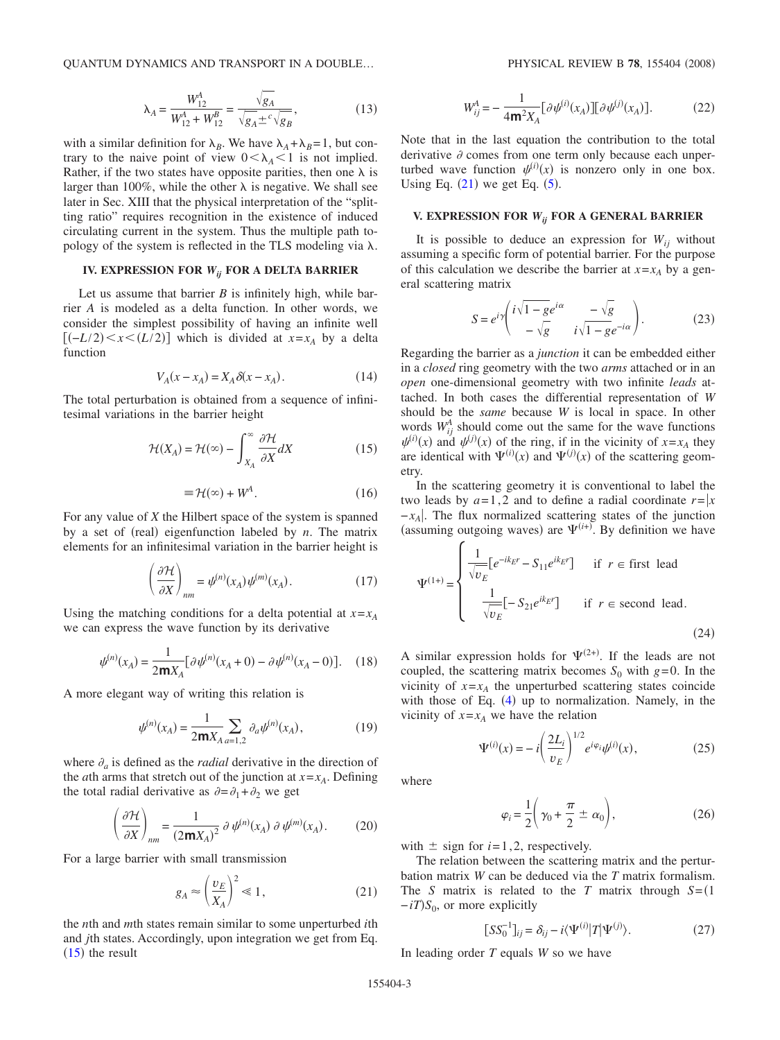$$\lambda_A = \frac{W_{12}^A}{W_{12}^A + W_{12}^B} = \frac{\sqrt{g_A}}{\sqrt{g_A} \pm^c \sqrt{g_B}}, \tag{13}$$

with a similar definition for $\lambda_B$. We have $\lambda_A + \lambda_B = 1$, but contrary to the naive point of view $0 < \lambda_A < 1$ is not implied. Rather, if the two states have opposite parities, then one $\lambda$ is larger than 100%, while the other $\lambda$ is negative. We shall see later in Sec. XIII that the physical interpretation of the "splitting ratio" requires recognition in the existence of induced circulating current in the system. Thus the multiple path topology of the system is reflected in the TLS modeling via $\lambda$.

## IV. EXPRESSION FOR $W_{ij}$ FOR A DELTA BARRIER

Let us assume that barrier $B$ is infinitely high, while barrier $A$ is modeled as a delta function. In other words, we consider the simplest possibility of having an infinite well $[(-L/2) < x < (L/2)]$ which is divided at $x = x_A$ by a delta function

$$V_A(x - x_A) = X_A \delta(x - x_A). \tag{14}$$

The total perturbation is obtained from a sequence of infinitesimal variations in the barrier height

$$\mathcal{H}(X_A) = \mathcal{H}(\infty) - \int_{X_A}^{\infty} \frac{\partial \mathcal{H}}{\partial X} dX \tag{15}$$

$$\equiv \mathcal{H}(\infty) + W^A. \tag{16}$$

For any value of $X$ the Hilbert space of the system is spanned by a set of (real) eigenfunction labeled by $n$. The matrix elements for an infinitesimal variation in the barrier height is

$$\left(\frac{\partial \mathcal{H}}{\partial X}\right)_{nm} = \psi^{(n)}(x_A)\psi^{(m)}(x_A). \tag{17}$$

Using the matching conditions for a delta potential at $x = x_A$ we can express the wave function by its derivative

$$\psi^{(n)}(x_A) = \frac{1}{2\mathsf{m}X_A}[\partial\psi^{(n)}(x_A + 0) - \partial\psi^{(n)}(x_A - 0)]. \tag{18}$$

A more elegant way of writing this relation is

$$\psi^{(n)}(x_A) = \frac{1}{2\mathsf{m}X_A}\sum_{a=1,2} \partial_a \psi^{(n)}(x_A), \tag{19}$$

where $\partial_a$ is defined as the *radial* derivative in the direction of the $a$th arms that stretch out of the junction at $x = x_A$. Defining the total radial derivative as $\partial = \partial_1 + \partial_2$ we get

$$\left(\frac{\partial \mathcal{H}}{\partial X}\right)_{nm} = \frac{1}{(2\mathsf{m}X_A)^2}\,\partial\,\psi^{(n)}(x_A)\,\partial\,\psi^{(m)}(x_A). \tag{20}$$

For a large barrier with small transmission

$$g_A \approx \left(\frac{v_E}{X_A}\right)^2 \ll 1, \tag{21}$$

the $n$th and $m$th states remain similar to some unperturbed $i$th and $j$th states. Accordingly, upon integration we get from Eq. (15) the result

$$W_{ij}^A = -\frac{1}{4\mathsf{m}^2 X_A}[\partial\psi^{(i)}(x_A)][\partial\psi^{(j)}(x_A)]. \tag{22}$$

Note that in the last equation the contribution to the total derivative $\partial$ comes from one term only because each unperturbed wave function $\psi^{(i)}(x)$ is nonzero only in one box. Using Eq. (21) we get Eq. (5).

## V. EXPRESSION FOR $W_{ij}$ FOR A GENERAL BARRIER

It is possible to deduce an expression for $W_{ij}$ without assuming a specific form of potential barrier. For the purpose of this calculation we describe the barrier at $x = x_A$ by a general scattering matrix

$$S = e^{i\gamma}\begin{pmatrix} i\sqrt{1-g}e^{i\alpha} & -\sqrt{g} \\ -\sqrt{g} & i\sqrt{1-g}e^{-i\alpha} \end{pmatrix}. \tag{23}$$

Regarding the barrier as a *junction* it can be embedded either in a *closed* ring geometry with the two *arms* attached or in an *open* one-dimensional geometry with two infinite *leads* attached. In both cases the differential representation of $W$ should be the *same* because $W$ is local in space. In other words $W_{ij}^A$ should come out the same for the wave functions $\psi^{(i)}(x)$ and $\psi^{(j)}(x)$ of the ring, if in the vicinity of $x = x_A$ they are identical with $\Psi^{(i)}(x)$ and $\Psi^{(j)}(x)$ of the scattering geometry.

In the scattering geometry it is conventional to label the two leads by $a = 1,2$ and to define a radial coordinate $r = |x - x_A|$. The flux normalized scattering states of the junction (assuming outgoing waves) are $\Psi^{(i+)}$. By definition we have

$$\Psi^{(1+)} = \begin{cases} \dfrac{1}{\sqrt{v_E}}[e^{-ik_E r} - S_{11}e^{ik_E r}] & \text{if } r \in \text{first lead} \\[2ex] \dfrac{1}{\sqrt{v_E}}[-S_{21}e^{ik_E r}] & \text{if } r \in \text{second lead}. \end{cases} \tag{24}$$

A similar expression holds for $\Psi^{(2+)}$. If the leads are not coupled, the scattering matrix becomes $S_0$ with $g = 0$. In the vicinity of $x = x_A$ the unperturbed scattering states coincide with those of Eq. (4) up to normalization. Namely, in the vicinity of $x = x_A$ we have the relation

$$\Psi^{(i)}(x) = -i\left(\frac{2L_i}{v_E}\right)^{1/2} e^{i\varphi_i}\psi^{(i)}(x), \tag{25}$$

where

$$\varphi_i = \frac{1}{2}\left(\gamma_0 + \frac{\pi}{2} \pm \alpha_0\right), \tag{26}$$

with $\pm$ sign for $i = 1,2$, respectively.

The relation between the scattering matrix and the perturbation matrix $W$ can be deduced via the $T$ matrix formalism. The $S$ matrix is related to the $T$ matrix through $S = (1 - iT)S_0$, or more explicitly

$$[SS_0^{-1}]_{ij} = \delta_{ij} - i\langle\Psi^{(i)}|T|\Psi^{(j)}\rangle. \tag{27}$$

In leading order $T$ equals $W$ so we have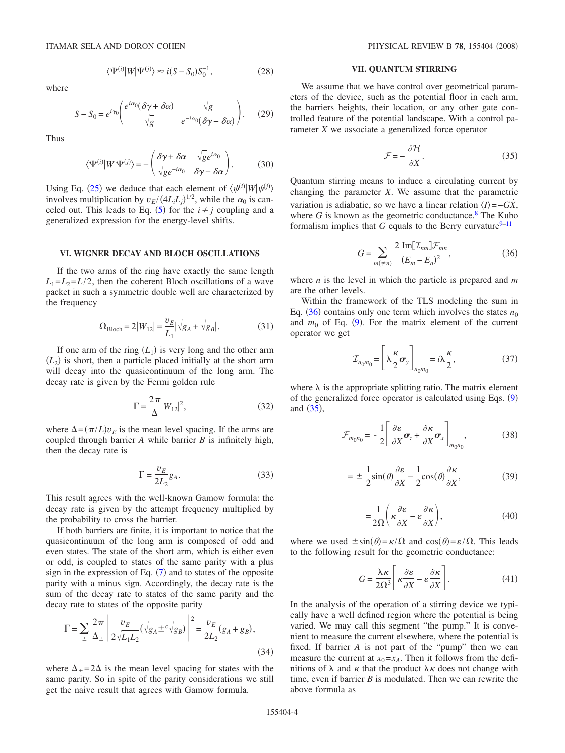$$\langle \Psi^{(i)} | W | \Psi^{(j)} \rangle \approx i(S - S_0) S_0^{-1}, \tag{28}$$

where

$$S - S_0 = e^{i\gamma_0} \begin{pmatrix} e^{i\alpha_0}(\delta\gamma + \delta\alpha) & \sqrt{g} \\ \sqrt{g} & e^{-i\alpha_0}(\delta\gamma - \delta\alpha) \end{pmatrix}. \tag{29}$$

Thus

$$\langle \Psi^{(i)} | W | \Psi^{(j)} \rangle = - \begin{pmatrix} \delta\gamma + \delta\alpha & \sqrt{g} e^{i\alpha_0} \\ \sqrt{g} e^{-i\alpha_0} & \delta\gamma - \delta\alpha \end{pmatrix}. \tag{30}$$

Using Eq. (25) we deduce that each element of $\langle \psi^{(i)} | W | \psi^{(j)} \rangle$ involves multiplication by $v_E / (4L_i L_j)^{1/2}$, while the $\alpha_0$ is canceled out. This leads to Eq. (5) for the $i \neq j$ coupling and a generalized expression for the energy-level shifts.

## VI. WIGNER DECAY AND BLOCH OSCILLATIONS

If the two arms of the ring have exactly the same length $L_1 = L_2 = L/2$, then the coherent Bloch oscillations of a wave packet in such a symmetric double well are characterized by the frequency

$$\Omega_{\text{Bloch}} = 2|W_{12}| = \frac{v_E}{L_1} |\sqrt{g_A} + \sqrt{g_B}|. \tag{31}$$

If one arm of the ring $(L_1)$ is very long and the other arm $(L_2)$ is short, then a particle placed initially at the short arm will decay into the quasicontinuum of the long arm. The decay rate is given by the Fermi golden rule

$$\Gamma = \frac{2\pi}{\Delta} |W_{12}|^2, \tag{32}$$

where $\Delta = (\pi/L) v_E$ is the mean level spacing. If the arms are coupled through barrier $A$ while barrier $B$ is infinitely high, then the decay rate is

$$\Gamma = \frac{v_E}{2L_2} g_A. \tag{33}$$

This result agrees with the well-known Gamow formula: the decay rate is given by the attempt frequency multiplied by the probability to cross the barrier.

If both barriers are finite, it is important to notice that the quasicontinuum of the long arm is composed of odd and even states. The state of the short arm, which is either even or odd, is coupled to states of the same parity with a plus sign in the expression of Eq. (7) and to states of the opposite parity with a minus sign. Accordingly, the decay rate is the sum of the decay rate to states of the same parity and the decay rate to states of the opposite parity

$$\Gamma = \sum_{\pm} \frac{2\pi}{\Delta_{\pm}} \left| \frac{v_E}{2\sqrt{L_1 L_2}} (\sqrt{g_A} \pm^{c} \sqrt{g_B}) \right|^2 = \frac{v_E}{2L_2} (g_A + g_B), \tag{34}$$

where $\Delta_{\pm} = 2\Delta$ is the mean level spacing for states with the same parity. So in spite of the parity considerations we still get the naive result that agrees with Gamow formula.

## VII. QUANTUM STIRRING

We assume that we have control over geometrical parameters of the device, such as the potential floor in each arm, the barriers heights, their location, or any other gate controlled feature of the potential landscape. With a control parameter $X$ we associate a generalized force operator

$$\mathcal{F} = -\frac{\partial \mathcal{H}}{\partial X}. \tag{35}$$

Quantum stirring means to induce a circulating current by changing the parameter $X$. We assume that the parametric variation is adiabatic, so we have a linear relation $\langle I \rangle = -G\dot{X}$, where $G$ is known as the geometric conductance.[8] The Kubo formalism implies that $G$ equals to the Berry curvature[9–11]

$$G = \sum_{m(\neq n)} \frac{2\,\text{Im}[\mathcal{I}_{nm}] \mathcal{F}_{mn}}{(E_m - E_n)^2}, \tag{36}$$

where $n$ is the level in which the particle is prepared and $m$ are the other levels.

Within the framework of the TLS modeling the sum in Eq. (36) contains only one term which involves the states $n_0$ and $m_0$ of Eq. (9). For the matrix element of the current operator we get

$$\mathcal{I}_{n_0 m_0} = \left[ \lambda \frac{\kappa}{2} \boldsymbol{\sigma}_y \right]_{n_0 m_0} = i\lambda \frac{\kappa}{2}, \tag{37}$$

where $\lambda$ is the appropriate splitting ratio. The matrix element of the generalized force operator is calculated using Eqs. (9) and (35),

$$\mathcal{F}_{m_0 n_0} = -\frac{1}{2} \left[ \frac{\partial \varepsilon}{\partial X} \boldsymbol{\sigma}_z + \frac{\partial \kappa}{\partial X} \boldsymbol{\sigma}_x \right]_{m_0 n_0}, \tag{38}$$

$$= \pm \frac{1}{2} \sin(\theta) \frac{\partial \varepsilon}{\partial X} - \frac{1}{2} \cos(\theta) \frac{\partial \kappa}{\partial X}, \tag{39}$$

$$= \frac{1}{2\Omega} \left( \kappa \frac{\partial \varepsilon}{\partial X} - \varepsilon \frac{\partial \kappa}{\partial X} \right), \tag{40}$$

where we used $\pm \sin(\theta) = \kappa/\Omega$ and $\cos(\theta) = \varepsilon/\Omega$. This leads to the following result for the geometric conductance:

$$G = \frac{\lambda \kappa}{2\Omega^3} \left[ \kappa \frac{\partial \varepsilon}{\partial X} - \varepsilon \frac{\partial \kappa}{\partial X} \right]. \tag{41}$$

In the analysis of the operation of a stirring device we typically have a well defined region where the potential is being varied. We may call this segment "the pump." It is convenient to measure the current elsewhere, where the potential is fixed. If barrier $A$ is not part of the "pump" then we can measure the current at $x_0 = x_A$. Then it follows from the definitions of $\lambda$ and $\kappa$ that the product $\lambda\kappa$ does not change with time, even if barrier $B$ is modulated. Then we can rewrite the above formula as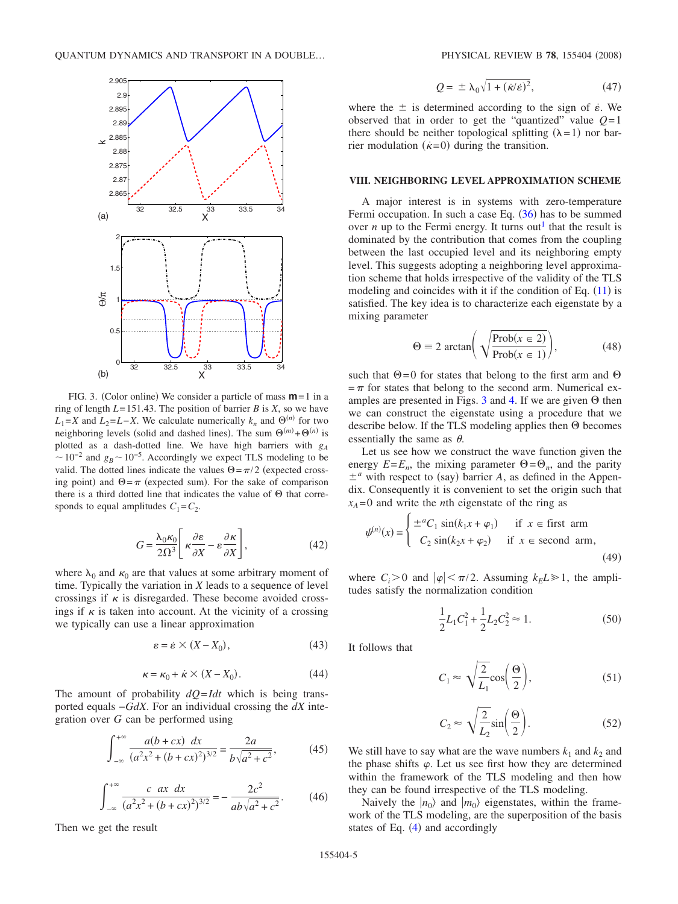FIG. 3. (Color online) We consider a particle of mass $\mathsf{m}=1$ in a ring of length $L=151.43$. The position of barrier $B$ is $X$, so we have $L_1=X$ and $L_2=L-X$. We calculate numerically $k_n$ and $\Theta^{(n)}$ for two neighboring levels (solid and dashed lines). The sum $\Theta^{(m)}+\Theta^{(n)}$ is plotted as a dash-dotted line. We have high barriers with $g_A \sim 10^{-2}$ and $g_B \sim 10^{-5}$. Accordingly we expect TLS modeling to be valid. The dotted lines indicate the values $\Theta=\pi/2$ (expected crossing point) and $\Theta=\pi$ (expected sum). For the sake of comparison there is a third dotted line that indicates the value of $\Theta$ that corresponds to equal amplitudes $C_1=C_2$.

$$G = \frac{\lambda_0 \kappa_0}{2\Omega^3}\left[\kappa\frac{\partial \varepsilon}{\partial X} - \varepsilon\frac{\partial \kappa}{\partial X}\right], \tag{42}$$

where $\lambda_0$ and $\kappa_0$ are that values at some arbitrary moment of time. Typically the variation in $X$ leads to a sequence of level crossings if $\kappa$ is disregarded. These become avoided crossings if $\kappa$ is taken into account. At the vicinity of a crossing we typically can use a linear approximation

$$\varepsilon = \dot{\varepsilon} \times (X - X_0), \tag{43}$$

$$\kappa = \kappa_0 + \dot{\kappa} \times (X - X_0). \tag{44}$$

The amount of probability $dQ = I dt$ which is being transported equals $-G dX$. For an individual crossing the $dX$ integration over $G$ can be performed using

$$\int_{-\infty}^{+\infty} \frac{a(b+cx)\ dx}{(a^2x^2 + (b+cx)^2)^{3/2}} = \frac{2a}{b\sqrt{a^2+c^2}}, \tag{45}$$

$$\int_{-\infty}^{+\infty} \frac{c\ ax\ dx}{(a^2x^2 + (b+cx)^2)^{3/2}} = -\frac{2c^2}{ab\sqrt{a^2+c^2}}. \tag{46}$$

Then we get the result

$$Q = \pm \lambda_0 \sqrt{1 + (\dot{\kappa}/\dot{\varepsilon})^2}, \tag{47}$$

where the $\pm$ is determined according to the sign of $\dot{\varepsilon}$. We observed that in order to get the "quantized" value $Q=1$ there should be neither topological splitting ($\lambda=1$) nor barrier modulation ($\dot{\kappa}=0$) during the transition.

## VIII. NEIGHBORING LEVEL APPROXIMATION SCHEME

A major interest is in systems with zero-temperature Fermi occupation. In such a case Eq. (36) has to be summed over $n$ up to the Fermi energy. It turns out[1] that the result is dominated by the contribution that comes from the coupling between the last occupied level and its neighboring empty level. This suggests adopting a neighboring level approximation scheme that holds irrespective of the validity of the TLS modeling and coincides with it if the condition of Eq. (11) is satisfied. The key idea is to characterize each eigenstate by a mixing parameter

$$\Theta \equiv 2\arctan\left(\sqrt{\frac{\text{Prob}(x \in 2)}{\text{Prob}(x \in 1)}}\right), \tag{48}$$

such that $\Theta=0$ for states that belong to the first arm and $\Theta=\pi$ for states that belong to the second arm. Numerical examples are presented in Figs. 3 and 4. If we are given $\Theta$ then we can construct the eigenstate using a procedure that we describe below. If the TLS modeling applies then $\Theta$ becomes essentially the same as $\theta$.

Let us see how we construct the wave function given the energy $E=E_n$, the mixing parameter $\Theta=\Theta_n$, and the parity $\pm^a$ with respect to (say) barrier $A$, as defined in the Appendix. Consequently it is convenient to set the origin such that $x_A=0$ and write the $n$th eigenstate of the ring as

$$\psi^{(n)}(x) = \begin{cases} \pm^a C_1 \sin(k_1 x + \varphi_1) & \text{if } x \in \text{first arm} \\ C_2 \sin(k_2 x + \varphi_2) & \text{if } x \in \text{second arm}, \end{cases} \tag{49}$$

where $C_i > 0$ and $|\varphi| < \pi/2$. Assuming $k_E L \gg 1$, the amplitudes satisfy the normalization condition

$$\frac{1}{2}L_1 C_1^2 + \frac{1}{2}L_2 C_2^2 \approx 1. \tag{50}$$

It follows that

$$C_1 \approx \sqrt{\frac{2}{L_1}}\cos\left(\frac{\Theta}{2}\right), \tag{51}$$

$$C_2 \approx \sqrt{\frac{2}{L_2}}\sin\left(\frac{\Theta}{2}\right). \tag{52}$$

We still have to say what are the wave numbers $k_1$ and $k_2$ and the phase shifts $\varphi$. Let us see first how they are determined within the framework of the TLS modeling and then how they can be found irrespective of the TLS modeling.

Naively the $|n_0\rangle$ and $|m_0\rangle$ eigenstates, within the framework of the TLS modeling, are the superposition of the basis states of Eq. (4) and accordingly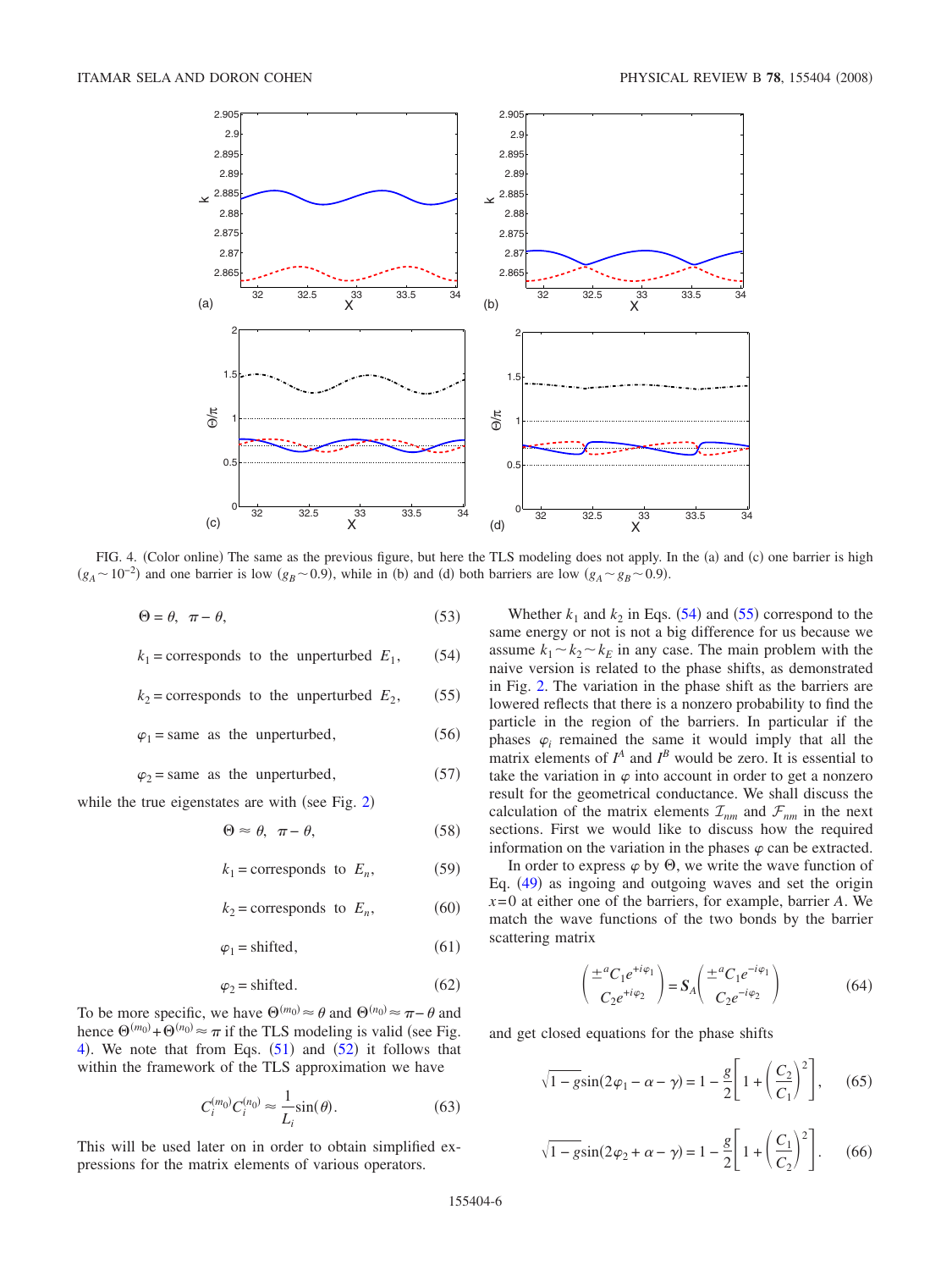FIG. 4. (Color online) The same as the previous figure, but here the TLS modeling does not apply. In the (a) and (c) one barrier is high ($g_A \sim 10^{-2}$) and one barrier is low ($g_B \sim 0.9$), while in (b) and (d) both barriers are low ($g_A \sim g_B \sim 0.9$).

$$\Theta = \theta,\ \ \pi - \theta, \tag{53}$$

$$k_1 = \text{corresponds to the unperturbed } E_1, \tag{54}$$

$$k_2 = \text{corresponds to the unperturbed } E_2, \tag{55}$$

$$\varphi_1 = \text{same as the unperturbed}, \tag{56}$$

$$\varphi_2 = \text{same as the unperturbed}, \tag{57}$$

while the true eigenstates are with (see Fig. 2)

$$\Theta \approx \theta,\ \ \pi - \theta, \tag{58}$$

$$k_1 = \text{corresponds to } E_n, \tag{59}$$

$$k_2 = \text{corresponds to } E_n, \tag{60}$$

$$\varphi_1 = \text{shifted}, \tag{61}$$

$$\varphi_2 = \text{shifted}. \tag{62}$$

To be more specific, we have $\Theta^{(m_0)} \approx \theta$ and $\Theta^{(n_0)} \approx \pi - \theta$ and hence $\Theta^{(m_0)} + \Theta^{(n_0)} \approx \pi$ if the TLS modeling is valid (see Fig. 4). We note that from Eqs. (51) and (52) it follows that within the framework of the TLS approximation we have

$$C_i^{(m_0)} C_i^{(n_0)} \approx \frac{1}{L_i}\sin(\theta). \tag{63}$$

This will be used later on in order to obtain simplified expressions for the matrix elements of various operators.

Whether $k_1$ and $k_2$ in Eqs. (54) and (55) correspond to the same energy or not is not a big difference for us because we assume $k_1 \sim k_2 \sim k_E$ in any case. The main problem with the naive version is related to the phase shifts, as demonstrated in Fig. 2. The variation in the phase shift as the barriers are lowered reflects that there is a nonzero probability to find the particle in the region of the barriers. In particular if the phases $\varphi_i$ remained the same it would imply that all the matrix elements of $I^A$ and $I^B$ would be zero. It is essential to take the variation in $\varphi$ into account in order to get a nonzero result for the geometrical conductance. We shall discuss the calculation of the matrix elements $\mathcal{I}_{nm}$ and $\mathcal{F}_{nm}$ in the next sections. First we would like to discuss how the required information on the variation in the phases $\varphi$ can be extracted.

In order to express $\varphi$ by $\Theta$, we write the wave function of Eq. (49) as ingoing and outgoing waves and set the origin $x=0$ at either one of the barriers, for example, barrier $A$. We match the wave functions of the two bonds by the barrier scattering matrix

$$\begin{pmatrix} \pm^a C_1 e^{+i\varphi_1} \\ C_2 e^{+i\varphi_2} \end{pmatrix} = \boldsymbol{S}_A \begin{pmatrix} \pm^a C_1 e^{-i\varphi_1} \\ C_2 e^{-i\varphi_2} \end{pmatrix} \tag{64}$$

and get closed equations for the phase shifts

$$\sqrt{1-g}\sin(2\varphi_1 - \alpha - \gamma) = 1 - \frac{g}{2}\left[1 + \left(\frac{C_2}{C_1}\right)^2\right], \tag{65}$$

$$\sqrt{1-g}\sin(2\varphi_2 + \alpha - \gamma) = 1 - \frac{g}{2}\left[1 + \left(\frac{C_1}{C_2}\right)^2\right]. \tag{66}$$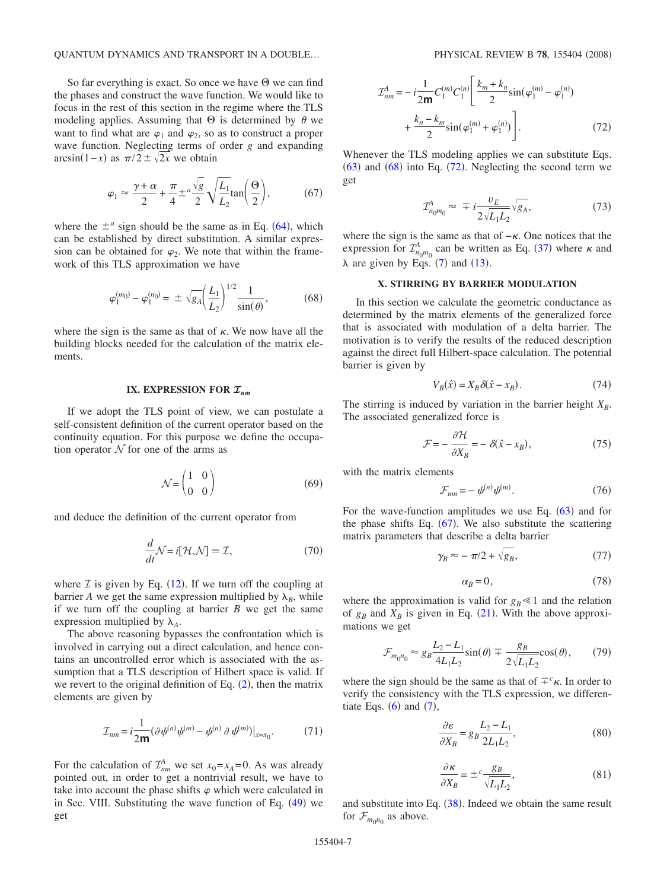So far everything is exact. So once we have $\Theta$ we can find the phases and construct the wave function. We would like to focus in the rest of this section in the regime where the TLS modeling applies. Assuming that $\Theta$ is determined by $\theta$ we want to find what are $\varphi_1$ and $\varphi_2$, so as to construct a proper wave function. Neglecting terms of order $g$ and expanding $\arcsin(1-x)$ as $\pi/2 \pm \sqrt{2x}$ we obtain

$$\varphi_1 \approx \frac{\gamma+\alpha}{2} + \frac{\pi}{4} \pm^a \frac{\sqrt{g}}{2}\sqrt{\frac{L_1}{L_2}}\tan\left(\frac{\Theta}{2}\right), \tag{67}$$

where the $\pm^a$ sign should be the same as in Eq. (64), which can be established by direct substitution. A similar expression can be obtained for $\varphi_2$. We note that within the framework of this TLS approximation we have

$$\varphi_1^{(m_0)} - \varphi_1^{(n_0)} = \pm\sqrt{g_A}\left(\frac{L_1}{L_2}\right)^{1/2}\frac{1}{\sin(\theta)}, \tag{68}$$

where the sign is the same as that of $\kappa$. We now have all the building blocks needed for the calculation of the matrix elements.

## IX. EXPRESSION FOR $\mathcal{I}_{nm}$

If we adopt the TLS point of view, we can postulate a self-consistent definition of the current operator based on the continuity equation. For this purpose we define the occupation operator $\mathcal{N}$ for one of the arms as

$$\mathcal{N} = \begin{pmatrix} 1 & 0 \\ 0 & 0 \end{pmatrix} \tag{69}$$

and deduce the definition of the current operator from

$$\frac{d}{dt}\mathcal{N} = i[\mathcal{H},\mathcal{N}] \equiv \mathcal{I}, \tag{70}$$

where $\mathcal{I}$ is given by Eq. (12). If we turn off the coupling at barrier $A$ we get the same expression multiplied by $\lambda_B$, while if we turn off the coupling at barrier $B$ we get the same expression multiplied by $\lambda_A$.

The above reasoning bypasses the confrontation which is involved in carrying out a direct calculation, and hence contains an uncontrolled error which is associated with the assumption that a TLS description of Hilbert space is valid. If we revert to the original definition of Eq. (2), then the matrix elements are given by

$$\mathcal{I}_{nm} = i\frac{1}{2\mathsf{m}}(\partial\psi^{(n)}\psi^{(m)} - \psi^{(n)}\,\partial\,\psi^{(m)})|_{x=x_0}. \tag{71}$$

For the calculation of $\mathcal{I}_{nm}^A$ we set $x_0 = x_A = 0$. As was already pointed out, in order to get a nontrivial result, we have to take into account the phase shifts $\varphi$ which were calculated in in Sec. VIII. Substituting the wave function of Eq. (49) we get

$$\mathcal{I}_{nm}^A = -i\frac{1}{2\mathsf{m}}C_1^{(m)}C_1^{(n)}\left[\frac{k_m+k_n}{2}\sin(\varphi_1^{(m)} - \varphi_1^{(n)}) + \frac{k_n-k_m}{2}\sin(\varphi_1^{(m)} + \varphi_1^{(n)})\right]. \tag{72}$$

Whenever the TLS modeling applies we can substitute Eqs. (63) and (68) into Eq. (72). Neglecting the second term we get

$$\mathcal{I}_{n_0m_0}^A \approx \mp i\frac{v_E}{2\sqrt{L_1L_2}}\sqrt{g_A}, \tag{73}$$

where the sign is the same as that of $-\kappa$. One notices that the expression for $\mathcal{I}_{n_0m_0}^A$ can be written as Eq. (37) where $\kappa$ and $\lambda$ are given by Eqs. (7) and (13).

## X. STIRRING BY BARRIER MODULATION

In this section we calculate the geometric conductance as determined by the matrix elements of the generalized force that is associated with modulation of a delta barrier. The motivation is to verify the results of the reduced description against the direct full Hilbert-space calculation. The potential barrier is given by

$$V_B(\hat{x}) = X_B\delta(\hat{x} - x_B). \tag{74}$$

The stirring is induced by variation in the barrier height $X_B$. The associated generalized force is

$$\mathcal{F} = -\frac{\partial\mathcal{H}}{\partial X_B} = -\delta(\hat{x} - x_B), \tag{75}$$

with the matrix elements

$$\mathcal{F}_{mn} = -\psi^{(n)}\psi^{(m)}. \tag{76}$$

For the wave-function amplitudes we use Eq. (63) and for the phase shifts Eq. (67). We also substitute the scattering matrix parameters that describe a delta barrier

$$\gamma_B \approx -\pi/2 + \sqrt{g_B}, \tag{77}$$

$$\alpha_B = 0, \tag{78}$$

where the approximation is valid for $g_B \ll 1$ and the relation of $g_B$ and $X_B$ is given in Eq. (21). With the above approximations we get

$$\mathcal{F}_{m_0n_0} \approx g_B\frac{L_2 - L_1}{4L_1L_2}\sin(\theta) \mp \frac{g_B}{2\sqrt{L_1L_2}}\cos(\theta), \tag{79}$$

where the sign should be the same as that of $\mp^c\kappa$. In order to verify the consistency with the TLS expression, we differentiate Eqs. (6) and (7),

$$\frac{\partial\varepsilon}{\partial X_B} = g_B\frac{L_2 - L_1}{2L_1L_2}, \tag{80}$$

$$\frac{\partial\kappa}{\partial X_B} = \pm^c\frac{g_B}{\sqrt{L_1L_2}}, \tag{81}$$

and substitute into Eq. (38). Indeed we obtain the same result for $\mathcal{F}_{m_0n_0}$ as above.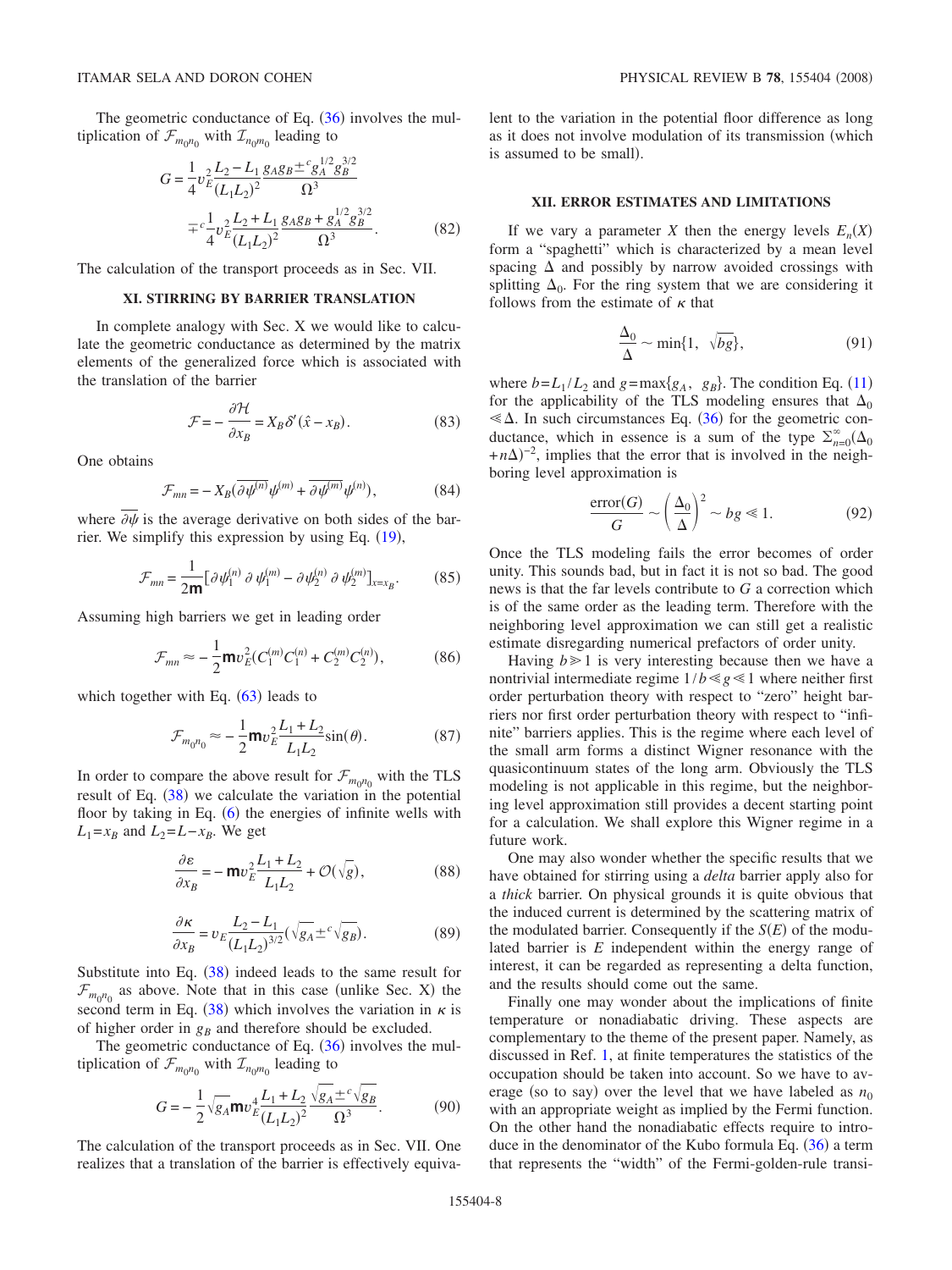The geometric conductance of Eq. (36) involves the multiplication of $\mathcal{F}_{m_0 n_0}$ with $\mathcal{I}_{n_0 m_0}$ leading to

$$G = \frac{1}{4} v_E^2 \frac{L_2 - L_1}{(L_1 L_2)^2} \frac{g_A g_B \pm^c g_A^{1/2} g_B^{3/2}}{\Omega^3} \mp^c \frac{1}{4} v_E^2 \frac{L_2 + L_1}{(L_1 L_2)^2} \frac{g_A g_B + g_A^{1/2} g_B^{3/2}}{\Omega^3}. \tag{82}$$

The calculation of the transport proceeds as in Sec. VII.

## XI. STIRRING BY BARRIER TRANSLATION

In complete analogy with Sec. X we would like to calculate the geometric conductance as determined by the matrix elements of the generalized force which is associated with the translation of the barrier

$$\mathcal{F} = -\frac{\partial \mathcal{H}}{\partial x_B} = X_B \delta'(\hat{x} - x_B). \tag{83}$$

One obtains

$$\mathcal{F}_{mn} = -X_B(\overline{\partial \psi^{(n)}} \psi^{(m)} + \overline{\partial \psi^{(m)}} \psi^{(n)}), \tag{84}$$

where $\overline{\partial \psi}$ is the average derivative on both sides of the barrier. We simplify this expression by using Eq. (19),

$$\mathcal{F}_{mn} = \frac{1}{2\mathsf{m}} [\partial \psi_1^{(n)} \partial \psi_1^{(m)} - \partial \psi_2^{(n)} \partial \psi_2^{(m)}]_{x = x_B}. \tag{85}$$

Assuming high barriers we get in leading order

$$\mathcal{F}_{mn} \approx -\frac{1}{2} \mathsf{m} v_E^2 (C_1^{(m)} C_1^{(n)} + C_2^{(m)} C_2^{(n)}), \tag{86}$$

which together with Eq. (63) leads to

$$\mathcal{F}_{m_0 n_0} \approx -\frac{1}{2} \mathsf{m} v_E^2 \frac{L_1 + L_2}{L_1 L_2} \sin(\theta). \tag{87}$$

In order to compare the above result for $\mathcal{F}_{m_0 n_0}$ with the TLS result of Eq. (38) we calculate the variation in the potential floor by taking in Eq. (6) the energies of infinite wells with $L_1 = x_B$ and $L_2 = L - x_B$. We get

$$\frac{\partial \varepsilon}{\partial x_B} = -\mathsf{m} v_E^2 \frac{L_1 + L_2}{L_1 L_2} + \mathcal{O}(\sqrt{g}), \tag{88}$$

$$\frac{\partial \kappa}{\partial x_B} = v_E \frac{L_2 - L_1}{(L_1 L_2)^{3/2}} (\sqrt{g_A} \pm^c \sqrt{g_B}). \tag{89}$$

Substitute into Eq. (38) indeed leads to the same result for $\mathcal{F}_{m_0 n_0}$ as above. Note that in this case (unlike Sec. X) the second term in Eq. (38) which involves the variation in $\kappa$ is of higher order in $g_B$ and therefore should be excluded.

The geometric conductance of Eq. (36) involves the multiplication of $\mathcal{F}_{m_0 n_0}$ with $\mathcal{I}_{n_0 m_0}$ leading to

$$G = -\frac{1}{2} \sqrt{g_A} \mathsf{m} v_E^4 \frac{L_1 + L_2}{(L_1 L_2)^2} \frac{\sqrt{g_A} \pm^c \sqrt{g_B}}{\Omega^3}. \tag{90}$$

The calculation of the transport proceeds as in Sec. VII. One realizes that a translation of the barrier is effectively equivalent to the variation in the potential floor difference as long as it does not involve modulation of its transmission (which is assumed to be small).

## XII. ERROR ESTIMATES AND LIMITATIONS

If we vary a parameter $X$ then the energy levels $E_n(X)$ form a "spaghetti" which is characterized by a mean level spacing $\Delta$ and possibly by narrow avoided crossings with splitting $\Delta_0$. For the ring system that we are considering it follows from the estimate of $\kappa$ that

$$\frac{\Delta_0}{\Delta} \sim \min\{1, \sqrt{bg}\}, \tag{91}$$

where $b = L_1/L_2$ and $g = \max\{g_A, g_B\}$. The condition Eq. (11) for the applicability of the TLS modeling ensures that $\Delta_0 \ll \Delta$. In such circumstances Eq. (36) for the geometric conductance, which in essence is a sum of the type $\sum_{n=0}^{\infty} (\Delta_0 + n\Delta)^{-2}$, implies that the error that is involved in the neighboring level approximation is

$$\frac{\text{error}(G)}{G} \sim \left(\frac{\Delta_0}{\Delta}\right)^2 \sim bg \ll 1. \tag{92}$$

Once the TLS modeling fails the error becomes of order unity. This sounds bad, but in fact it is not so bad. The good news is that the far levels contribute to $G$ a correction which is of the same order as the leading term. Therefore with the neighboring level approximation we can still get a realistic estimate disregarding numerical prefactors of order unity.

Having $b \gg 1$ is very interesting because then we have a nontrivial intermediate regime $1/b \ll g \ll 1$ where neither first order perturbation theory with respect to "zero" height barriers nor first order perturbation theory with respect to "infinite" barriers applies. This is the regime where each level of the small arm forms a distinct Wigner resonance with the quasicontinuum states of the long arm. Obviously the TLS modeling is not applicable in this regime, but the neighboring level approximation still provides a decent starting point for a calculation. We shall explore this Wigner regime in a future work.

One may also wonder whether the specific results that we have obtained for stirring using a *delta* barrier apply also for a *thick* barrier. On physical grounds it is quite obvious that the induced current is determined by the scattering matrix of the modulated barrier. Consequently if the $S(E)$ of the modulated barrier is $E$ independent within the energy range of interest, it can be regarded as representing a delta function, and the results should come out the same.

Finally one may wonder about the implications of finite temperature or nonadiabatic driving. These aspects are complementary to the theme of the present paper. Namely, as discussed in Ref. 1, at finite temperatures the statistics of the occupation should be taken into account. So we have to average (so to say) over the level that we have labeled as $n_0$ with an appropriate weight as implied by the Fermi function. On the other hand the nonadiabatic effects require to introduce in the denominator of the Kubo formula Eq. (36) a term that represents the "width" of the Fermi-golden-rule transi-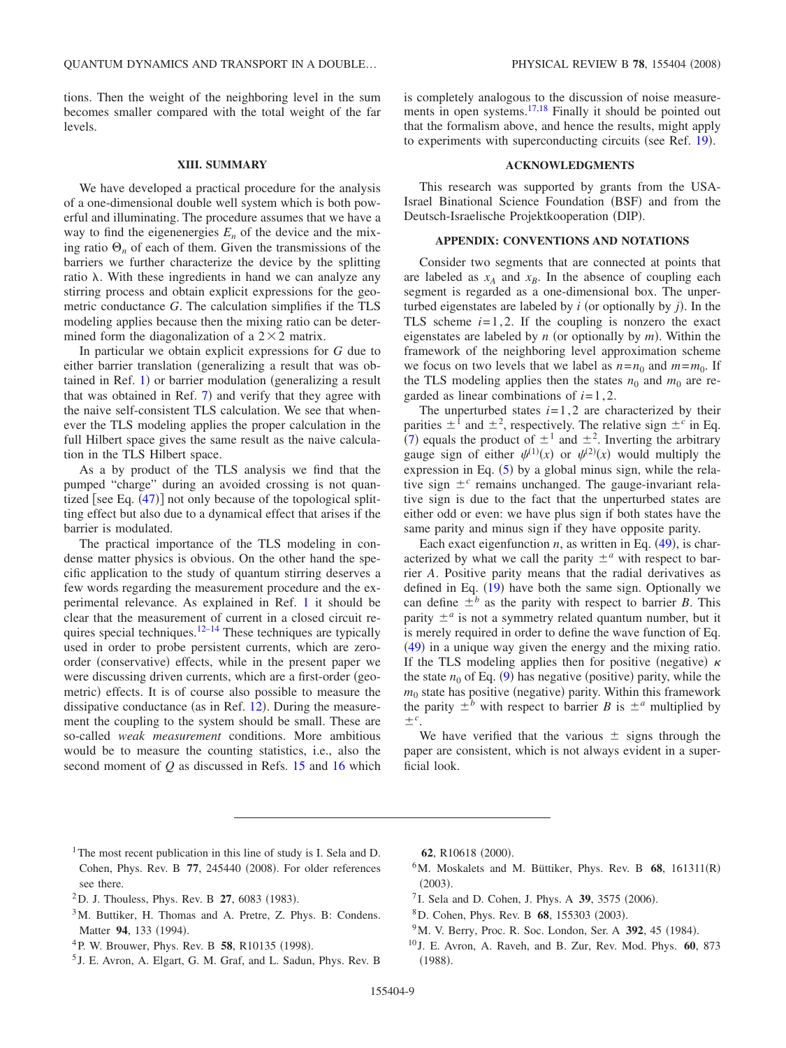tions. Then the weight of the neighboring level in the sum becomes smaller compared with the total weight of the far levels.

## XIII. SUMMARY

We have developed a practical procedure for the analysis of a one-dimensional double well system which is both powerful and illuminating. The procedure assumes that we have a way to find the eigenenergies $E_n$ of the device and the mixing ratio $\Theta_n$ of each of them. Given the transmissions of the barriers we further characterize the device by the splitting ratio $\lambda$. With these ingredients in hand we can analyze any stirring process and obtain explicit expressions for the geometric conductance $G$. The calculation simplifies if the TLS modeling applies because then the mixing ratio can be determined form the diagonalization of a $2\times 2$ matrix.

In particular we obtain explicit expressions for $G$ due to either barrier translation (generalizing a result that was obtained in Ref. 1) or barrier modulation (generalizing a result that was obtained in Ref. 7) and verify that they agree with the naive self-consistent TLS calculation. We see that whenever the TLS modeling applies the proper calculation in the full Hilbert space gives the same result as the naive calculation in the TLS Hilbert space.

As a by product of the TLS analysis we find that the pumped "charge" during an avoided crossing is not quantized [see Eq. (47)] not only because of the topological splitting effect but also due to a dynamical effect that arises if the barrier is modulated.

The practical importance of the TLS modeling in condense matter physics is obvious. On the other hand the specific application to the study of quantum stirring deserves a few words regarding the measurement procedure and the experimental relevance. As explained in Ref. 1 it should be clear that the measurement of current in a closed circuit requires special techniques.[12–14] These techniques are typically used in order to probe persistent currents, which are zero-order (conservative) effects, while in the present paper we were discussing driven currents, which are a first-order (geometric) effects. It is of course also possible to measure the dissipative conductance (as in Ref. 12). During the measurement the coupling to the system should be small. These are so-called *weak measurement* conditions. More ambitious would be to measure the counting statistics, i.e., also the second moment of $Q$ as discussed in Refs. 15 and 16 which is completely analogous to the discussion of noise measurements in open systems.[17,18] Finally it should be pointed out that the formalism above, and hence the results, might apply to experiments with superconducting circuits (see Ref. 19).

## ACKNOWLEDGMENTS

This research was supported by grants from the USA-Israel Binational Science Foundation (BSF) and from the Deutsch-Israelische Projektkooperation (DIP).

## APPENDIX: CONVENTIONS AND NOTATIONS

Consider two segments that are connected at points that are labeled as $x_A$ and $x_B$. In the absence of coupling each segment is regarded as a one-dimensional box. The unperturbed eigenstates are labeled by $i$ (or optionally by $j$). In the TLS scheme $i=1,2$. If the coupling is nonzero the exact eigenstates are labeled by $n$ (or optionally by $m$). Within the framework of the neighboring level approximation scheme we focus on two levels that we label as $n=n_0$ and $m=m_0$. If the TLS modeling applies then the states $n_0$ and $m_0$ are regarded as linear combinations of $i=1,2$.

The unperturbed states $i=1,2$ are characterized by their parities $\pm^1$ and $\pm^2$, respectively. The relative sign $\pm^c$ in Eq. (7) equals the product of $\pm^1$ and $\pm^2$. Inverting the arbitrary gauge sign of either $\psi^{(1)}(x)$ or $\psi^{(2)}(x)$ would multiply the expression in Eq. (5) by a global minus sign, while the relative sign $\pm^c$ remains unchanged. The gauge-invariant relative sign is due to the fact that the unperturbed states are either odd or even: we have plus sign if both states have the same parity and minus sign if they have opposite parity.

Each exact eigenfunction $n$, as written in Eq. (49), is characterized by what we call the parity $\pm^a$ with respect to barrier $A$. Positive parity means that the radial derivatives as defined in Eq. (19) have both the same sign. Optionally we can define $\pm^b$ as the parity with respect to barrier $B$. This parity $\pm^a$ is not a symmetry related quantum number, but it is merely required in order to define the wave function of Eq. (49) in a unique way given the energy and the mixing ratio. If the TLS modeling applies then for positive (negative) $\kappa$ the state $n_0$ of Eq. (9) has negative (positive) parity, while the $m_0$ state has positive (negative) parity. Within this framework the parity $\pm^b$ with respect to barrier $B$ is $\pm^a$ multiplied by $\pm^c$.

We have verified that the various $\pm$ signs through the paper are consistent, which is not always evident in a superficial look.

---

[1] The most recent publication in this line of study is I. Sela and D. Cohen, Phys. Rev. B **77**, 245440 (2008). For older references see there.

[2] D. J. Thouless, Phys. Rev. B **27**, 6083 (1983).

[3] M. Buttiker, H. Thomas and A. Pretre, Z. Phys. B: Condens. Matter **94**, 133 (1994).

[4] P. W. Brouwer, Phys. Rev. B **58**, R10135 (1998).

[5] J. E. Avron, A. Elgart, G. M. Graf, and L. Sadun, Phys. Rev. B **62**, R10618 (2000).

[6] M. Moskalets and M. Büttiker, Phys. Rev. B **68**, 161311(R) (2003).

[7] I. Sela and D. Cohen, J. Phys. A **39**, 3575 (2006).

[8] D. Cohen, Phys. Rev. B **68**, 155303 (2003).

[9] M. V. Berry, Proc. R. Soc. London, Ser. A **392**, 45 (1984).

[10] J. E. Avron, A. Raveh, and B. Zur, Rev. Mod. Phys. **60**, 873 (1988).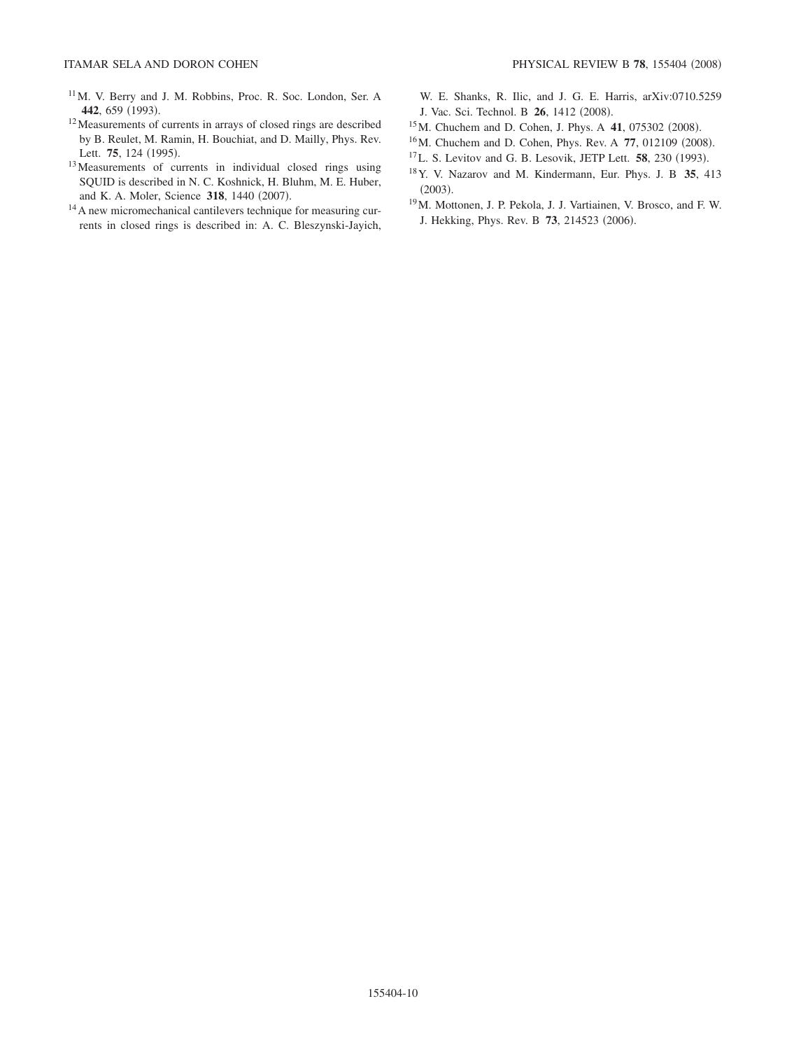[11] M. V. Berry and J. M. Robbins, Proc. R. Soc. London, Ser. A **442**, 659 (1993).

[12] Measurements of currents in arrays of closed rings are described by B. Reulet, M. Ramin, H. Bouchiat, and D. Mailly, Phys. Rev. Lett. **75**, 124 (1995).

[13] Measurements of currents in individual closed rings using SQUID is described in N. C. Koshnick, H. Bluhm, M. E. Huber, and K. A. Moler, Science **318**, 1440 (2007).

[14] A new micromechanical cantilevers technique for measuring currents in closed rings is described in: A. C. Bleszynski-Jayich, W. E. Shanks, R. Ilic, and J. G. E. Harris, arXiv:0710.5259 J. Vac. Sci. Technol. B **26**, 1412 (2008).

[15] M. Chuchem and D. Cohen, J. Phys. A **41**, 075302 (2008).

[16] M. Chuchem and D. Cohen, Phys. Rev. A **77**, 012109 (2008).

[17] L. S. Levitov and G. B. Lesovik, JETP Lett. **58**, 230 (1993).

[18] Y. V. Nazarov and M. Kindermann, Eur. Phys. J. B **35**, 413 (2003).

[19] M. Mottonen, J. P. Pekola, J. J. Vartiainen, V. Brosco, and F. W. J. Hekking, Phys. Rev. B **73**, 214523 (2006).